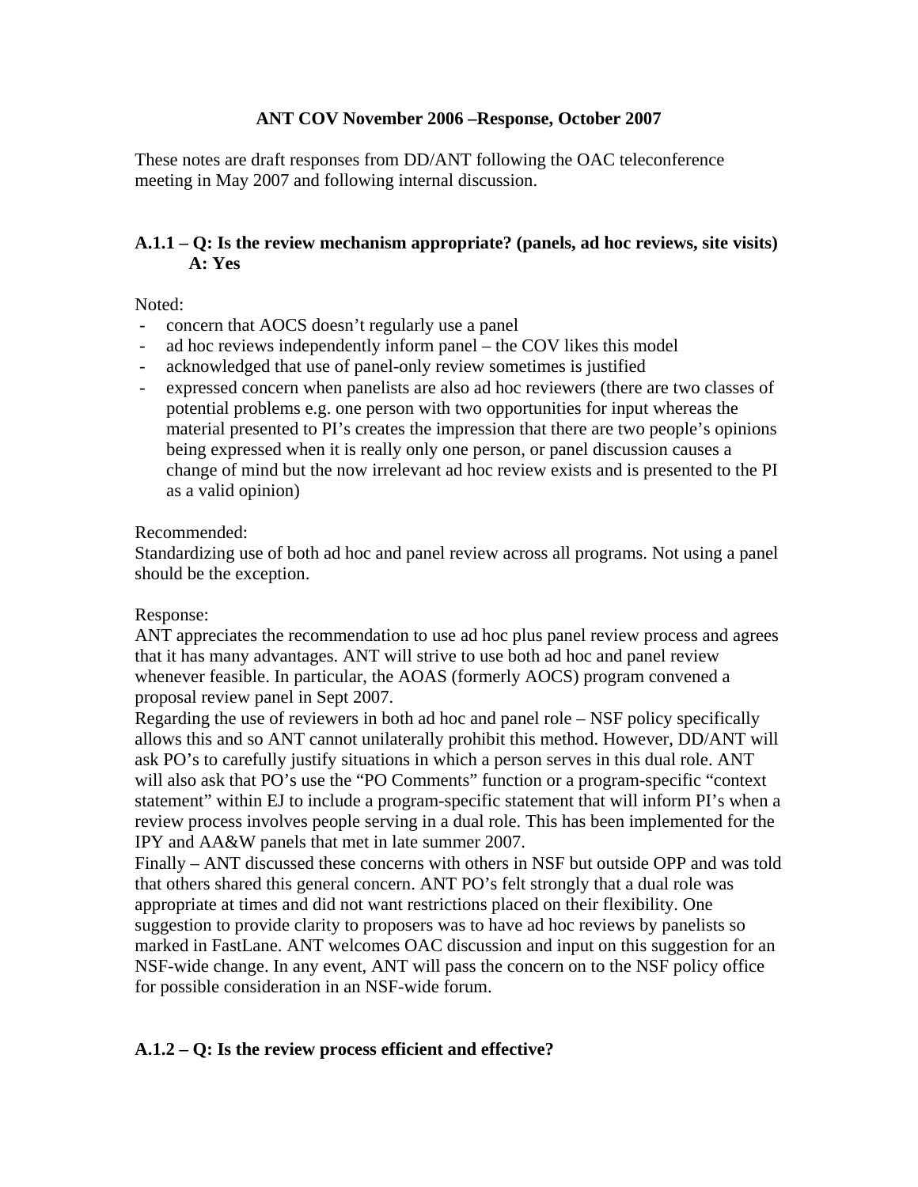# ANT COV November 2006 –Response, October 2007

These notes are draft responses from DD/ANT following the OAC teleconference meeting in May 2007 and following internal discussion.

### A.1.1 – Q: Is the review mechanism appropriate? (panels, ad hoc reviews, site visits) A: Yes

Noted:

- concern that AOCS doesn't regularly use a panel
- ad hoc reviews independently inform panel – the COV likes this model
- acknowledged that use of panel-only review sometimes is justified
- expressed concern when panelists are also ad hoc reviewers (there are two classes of potential problems e.g. one person with two opportunities for input whereas the material presented to PI's creates the impression that there are two people's opinions being expressed when it is really only one person, or panel discussion causes a change of mind but the now irrelevant ad hoc review exists and is presented to the PI as a valid opinion)

Recommended:
Standardizing use of both ad hoc and panel review across all programs. Not using a panel should be the exception.

Response:
ANT appreciates the recommendation to use ad hoc plus panel review process and agrees that it has many advantages. ANT will strive to use both ad hoc and panel review whenever feasible. In particular, the AOAS (formerly AOCS) program convened a proposal review panel in Sept 2007.
Regarding the use of reviewers in both ad hoc and panel role – NSF policy specifically allows this and so ANT cannot unilaterally prohibit this method. However, DD/ANT will ask PO's to carefully justify situations in which a person serves in this dual role. ANT will also ask that PO's use the "PO Comments" function or a program-specific "context statement" within EJ to include a program-specific statement that will inform PI's when a review process involves people serving in a dual role. This has been implemented for the IPY and AA&W panels that met in late summer 2007.
Finally – ANT discussed these concerns with others in NSF but outside OPP and was told that others shared this general concern. ANT PO's felt strongly that a dual role was appropriate at times and did not want restrictions placed on their flexibility. One suggestion to provide clarity to proposers was to have ad hoc reviews by panelists so marked in FastLane. ANT welcomes OAC discussion and input on this suggestion for an NSF-wide change. In any event, ANT will pass the concern on to the NSF policy office for possible consideration in an NSF-wide forum.

### A.1.2 – Q: Is the review process efficient and effective?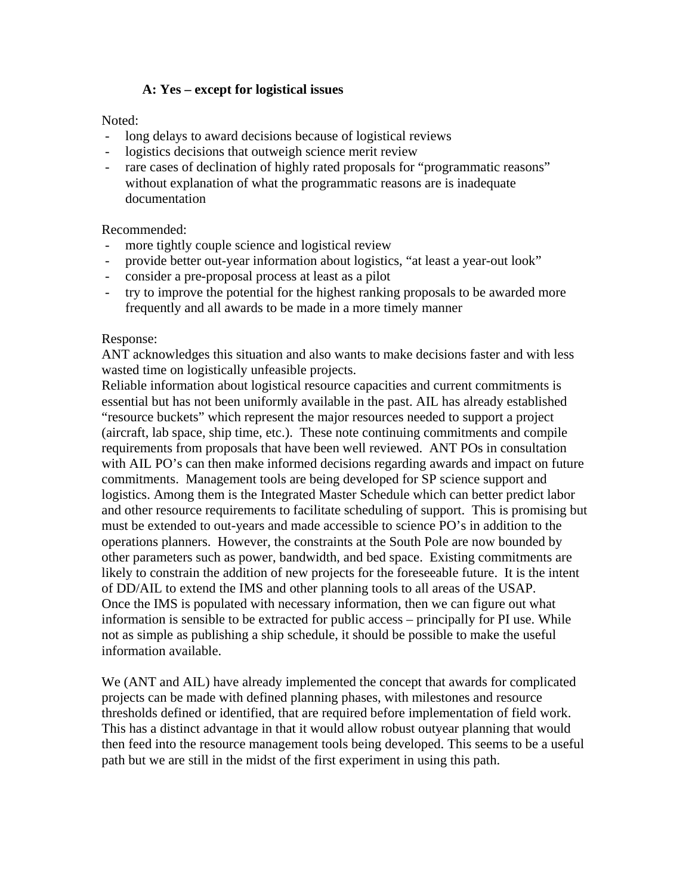**A: Yes – except for logistical issues**

Noted:

- long delays to award decisions because of logistical reviews
- logistics decisions that outweigh science merit review
- rare cases of declination of highly rated proposals for "programmatic reasons" without explanation of what the programmatic reasons are is inadequate documentation

Recommended:

- more tightly couple science and logistical review
- provide better out-year information about logistics, "at least a year-out look"
- consider a pre-proposal process at least as a pilot
- try to improve the potential for the highest ranking proposals to be awarded more frequently and all awards to be made in a more timely manner

Response:

ANT acknowledges this situation and also wants to make decisions faster and with less wasted time on logistically unfeasible projects.

Reliable information about logistical resource capacities and current commitments is essential but has not been uniformly available in the past. AIL has already established "resource buckets" which represent the major resources needed to support a project (aircraft, lab space, ship time, etc.). These note continuing commitments and compile requirements from proposals that have been well reviewed. ANT POs in consultation with AIL PO's can then make informed decisions regarding awards and impact on future commitments. Management tools are being developed for SP science support and logistics. Among them is the Integrated Master Schedule which can better predict labor and other resource requirements to facilitate scheduling of support. This is promising but must be extended to out-years and made accessible to science PO's in addition to the operations planners. However, the constraints at the South Pole are now bounded by other parameters such as power, bandwidth, and bed space. Existing commitments are likely to constrain the addition of new projects for the foreseeable future. It is the intent of DD/AIL to extend the IMS and other planning tools to all areas of the USAP. Once the IMS is populated with necessary information, then we can figure out what information is sensible to be extracted for public access – principally for PI use. While not as simple as publishing a ship schedule, it should be possible to make the useful information available.

We (ANT and AIL) have already implemented the concept that awards for complicated projects can be made with defined planning phases, with milestones and resource thresholds defined or identified, that are required before implementation of field work. This has a distinct advantage in that it would allow robust outyear planning that would then feed into the resource management tools being developed. This seems to be a useful path but we are still in the midst of the first experiment in using this path.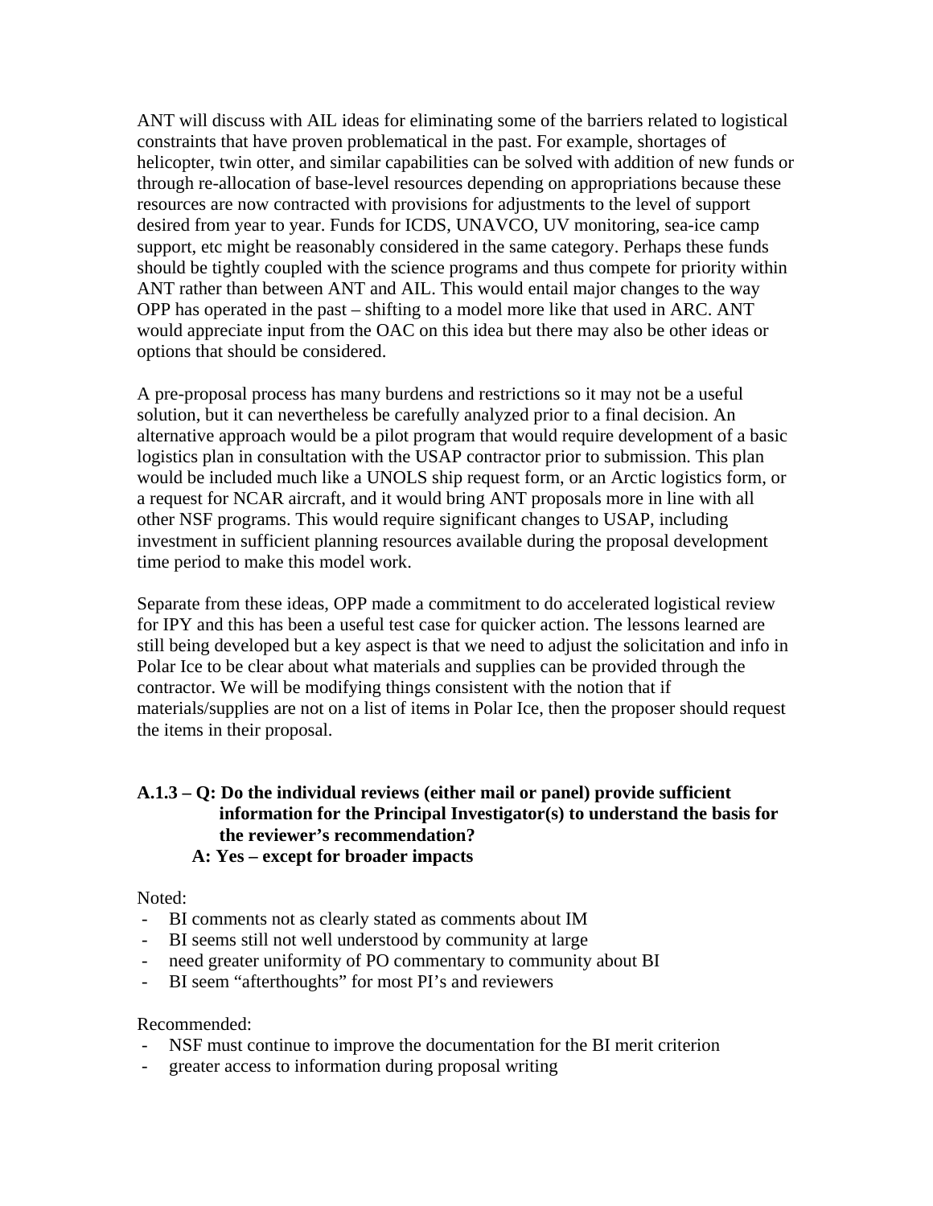ANT will discuss with AIL ideas for eliminating some of the barriers related to logistical constraints that have proven problematical in the past. For example, shortages of helicopter, twin otter, and similar capabilities can be solved with addition of new funds or through re-allocation of base-level resources depending on appropriations because these resources are now contracted with provisions for adjustments to the level of support desired from year to year. Funds for ICDS, UNAVCO, UV monitoring, sea-ice camp support, etc might be reasonably considered in the same category. Perhaps these funds should be tightly coupled with the science programs and thus compete for priority within ANT rather than between ANT and AIL. This would entail major changes to the way OPP has operated in the past – shifting to a model more like that used in ARC. ANT would appreciate input from the OAC on this idea but there may also be other ideas or options that should be considered.

A pre-proposal process has many burdens and restrictions so it may not be a useful solution, but it can nevertheless be carefully analyzed prior to a final decision. An alternative approach would be a pilot program that would require development of a basic logistics plan in consultation with the USAP contractor prior to submission. This plan would be included much like a UNOLS ship request form, or an Arctic logistics form, or a request for NCAR aircraft, and it would bring ANT proposals more in line with all other NSF programs. This would require significant changes to USAP, including investment in sufficient planning resources available during the proposal development time period to make this model work.

Separate from these ideas, OPP made a commitment to do accelerated logistical review for IPY and this has been a useful test case for quicker action. The lessons learned are still being developed but a key aspect is that we need to adjust the solicitation and info in Polar Ice to be clear about what materials and supplies can be provided through the contractor. We will be modifying things consistent with the notion that if materials/supplies are not on a list of items in Polar Ice, then the proposer should request the items in their proposal.

**A.1.3 – Q: Do the individual reviews (either mail or panel) provide sufficient information for the Principal Investigator(s) to understand the basis for the reviewer's recommendation?**

**A: Yes – except for broader impacts**

Noted:

- BI comments not as clearly stated as comments about IM
- BI seems still not well understood by community at large
- need greater uniformity of PO commentary to community about BI
- BI seem "afterthoughts" for most PI's and reviewers

Recommended:

- NSF must continue to improve the documentation for the BI merit criterion
- greater access to information during proposal writing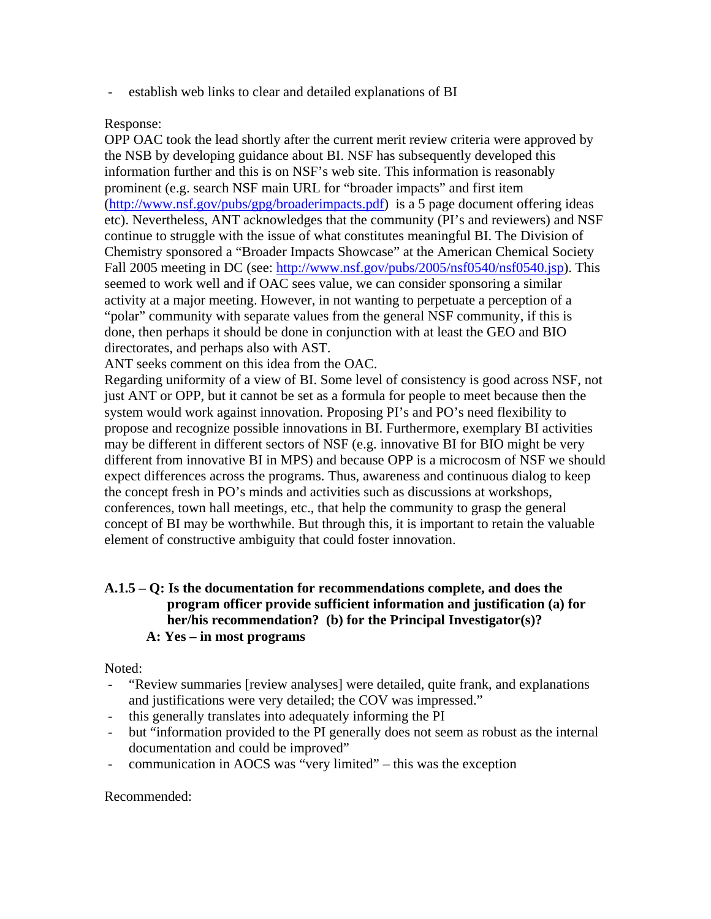- establish web links to clear and detailed explanations of BI

Response:
OPP OAC took the lead shortly after the current merit review criteria were approved by the NSB by developing guidance about BI. NSF has subsequently developed this information further and this is on NSF's web site. This information is reasonably prominent (e.g. search NSF main URL for "broader impacts" and first item (http://www.nsf.gov/pubs/gpg/broaderimpacts.pdf) is a 5 page document offering ideas etc). Nevertheless, ANT acknowledges that the community (PI's and reviewers) and NSF continue to struggle with the issue of what constitutes meaningful BI. The Division of Chemistry sponsored a "Broader Impacts Showcase" at the American Chemical Society Fall 2005 meeting in DC (see: http://www.nsf.gov/pubs/2005/nsf0540/nsf0540.jsp). This seemed to work well and if OAC sees value, we can consider sponsoring a similar activity at a major meeting. However, in not wanting to perpetuate a perception of a "polar" community with separate values from the general NSF community, if this is done, then perhaps it should be done in conjunction with at least the GEO and BIO directorates, and perhaps also with AST.
ANT seeks comment on this idea from the OAC.
Regarding uniformity of a view of BI. Some level of consistency is good across NSF, not just ANT or OPP, but it cannot be set as a formula for people to meet because then the system would work against innovation. Proposing PI's and PO's need flexibility to propose and recognize possible innovations in BI. Furthermore, exemplary BI activities may be different in different sectors of NSF (e.g. innovative BI for BIO might be very different from innovative BI in MPS) and because OPP is a microcosm of NSF we should expect differences across the programs. Thus, awareness and continuous dialog to keep the concept fresh in PO's minds and activities such as discussions at workshops, conferences, town hall meetings, etc., that help the community to grasp the general concept of BI may be worthwhile. But through this, it is important to retain the valuable element of constructive ambiguity that could foster innovation.

**A.1.5 – Q: Is the documentation for recommendations complete, and does the program officer provide sufficient information and justification (a) for her/his recommendation? (b) for the Principal Investigator(s)?**
**A: Yes – in most programs**

Noted:
- "Review summaries [review analyses] were detailed, quite frank, and explanations and justifications were very detailed; the COV was impressed."
- this generally translates into adequately informing the PI
- but "information provided to the PI generally does not seem as robust as the internal documentation and could be improved"
- communication in AOCS was "very limited" – this was the exception

Recommended: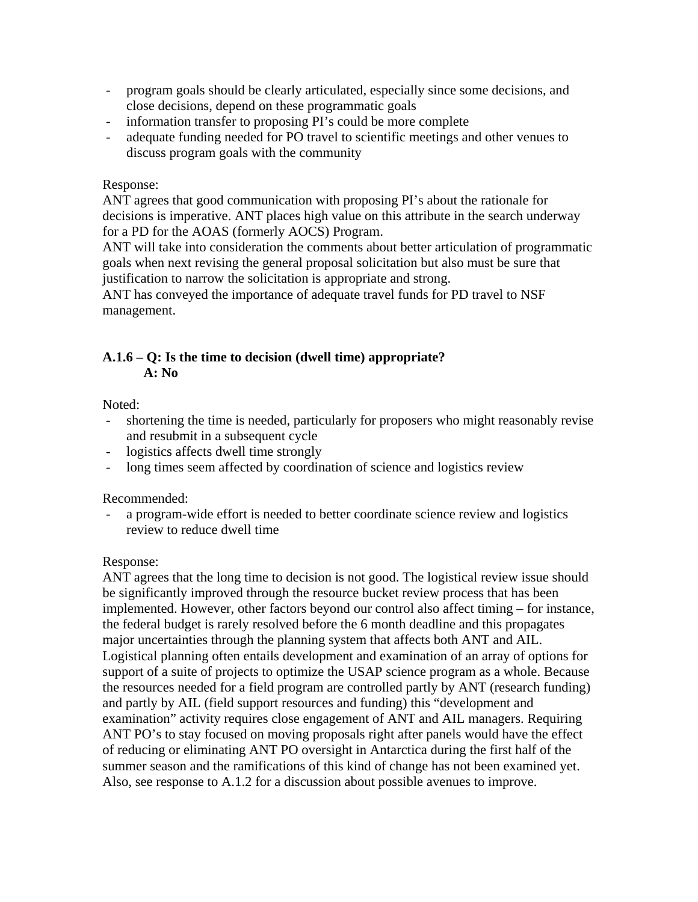- program goals should be clearly articulated, especially since some decisions, and close decisions, depend on these programmatic goals
- information transfer to proposing PI's could be more complete
- adequate funding needed for PO travel to scientific meetings and other venues to discuss program goals with the community

Response:
ANT agrees that good communication with proposing PI's about the rationale for decisions is imperative. ANT places high value on this attribute in the search underway for a PD for the AOAS (formerly AOCS) Program.
ANT will take into consideration the comments about better articulation of programmatic goals when next revising the general proposal solicitation but also must be sure that justification to narrow the solicitation is appropriate and strong.
ANT has conveyed the importance of adequate travel funds for PD travel to NSF management.

**A.1.6 – Q: Is the time to decision (dwell time) appropriate?**
**A: No**

Noted:
- shortening the time is needed, particularly for proposers who might reasonably revise and resubmit in a subsequent cycle
- logistics affects dwell time strongly
- long times seem affected by coordination of science and logistics review

Recommended:
- a program-wide effort is needed to better coordinate science review and logistics review to reduce dwell time

Response:
ANT agrees that the long time to decision is not good. The logistical review issue should be significantly improved through the resource bucket review process that has been implemented. However, other factors beyond our control also affect timing – for instance, the federal budget is rarely resolved before the 6 month deadline and this propagates major uncertainties through the planning system that affects both ANT and AIL. Logistical planning often entails development and examination of an array of options for support of a suite of projects to optimize the USAP science program as a whole. Because the resources needed for a field program are controlled partly by ANT (research funding) and partly by AIL (field support resources and funding) this "development and examination" activity requires close engagement of ANT and AIL managers. Requiring ANT PO's to stay focused on moving proposals right after panels would have the effect of reducing or eliminating ANT PO oversight in Antarctica during the first half of the summer season and the ramifications of this kind of change has not been examined yet. Also, see response to A.1.2 for a discussion about possible avenues to improve.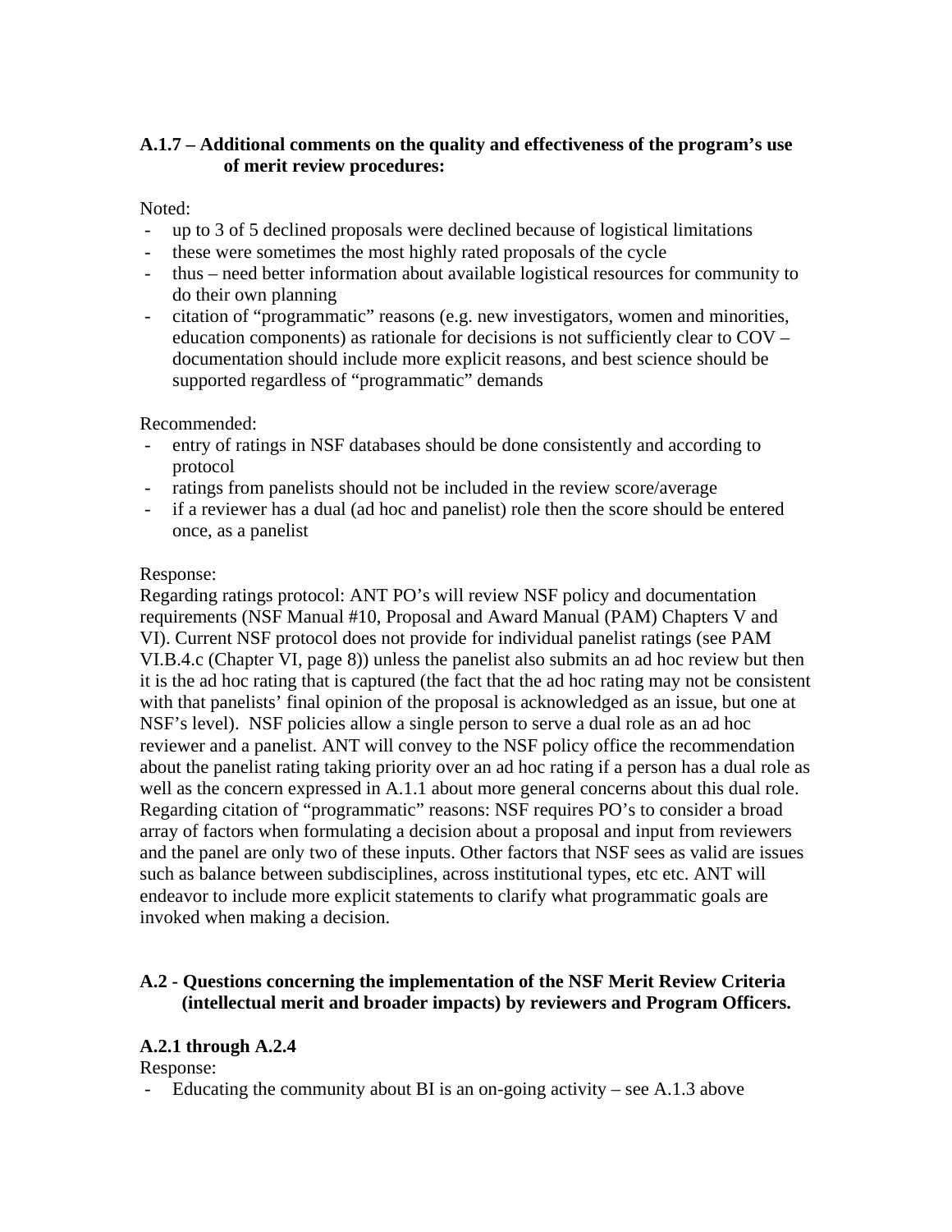**A.1.7 – Additional comments on the quality and effectiveness of the program's use of merit review procedures:**

Noted:

- up to 3 of 5 declined proposals were declined because of logistical limitations
- these were sometimes the most highly rated proposals of the cycle
- thus – need better information about available logistical resources for community to do their own planning
- citation of "programmatic" reasons (e.g. new investigators, women and minorities, education components) as rationale for decisions is not sufficiently clear to COV – documentation should include more explicit reasons, and best science should be supported regardless of "programmatic" demands

Recommended:

- entry of ratings in NSF databases should be done consistently and according to protocol
- ratings from panelists should not be included in the review score/average
- if a reviewer has a dual (ad hoc and panelist) role then the score should be entered once, as a panelist

Response:

Regarding ratings protocol: ANT PO's will review NSF policy and documentation requirements (NSF Manual #10, Proposal and Award Manual (PAM) Chapters V and VI). Current NSF protocol does not provide for individual panelist ratings (see PAM VI.B.4.c (Chapter VI, page 8)) unless the panelist also submits an ad hoc review but then it is the ad hoc rating that is captured (the fact that the ad hoc rating may not be consistent with that panelists' final opinion of the proposal is acknowledged as an issue, but one at NSF's level). NSF policies allow a single person to serve a dual role as an ad hoc reviewer and a panelist. ANT will convey to the NSF policy office the recommendation about the panelist rating taking priority over an ad hoc rating if a person has a dual role as well as the concern expressed in A.1.1 about more general concerns about this dual role. Regarding citation of "programmatic" reasons: NSF requires PO's to consider a broad array of factors when formulating a decision about a proposal and input from reviewers and the panel are only two of these inputs. Other factors that NSF sees as valid are issues such as balance between subdisciplines, across institutional types, etc etc. ANT will endeavor to include more explicit statements to clarify what programmatic goals are invoked when making a decision.

**A.2 - Questions concerning the implementation of the NSF Merit Review Criteria (intellectual merit and broader impacts) by reviewers and Program Officers.**

**A.2.1 through A.2.4**

Response:

- Educating the community about BI is an on-going activity – see A.1.3 above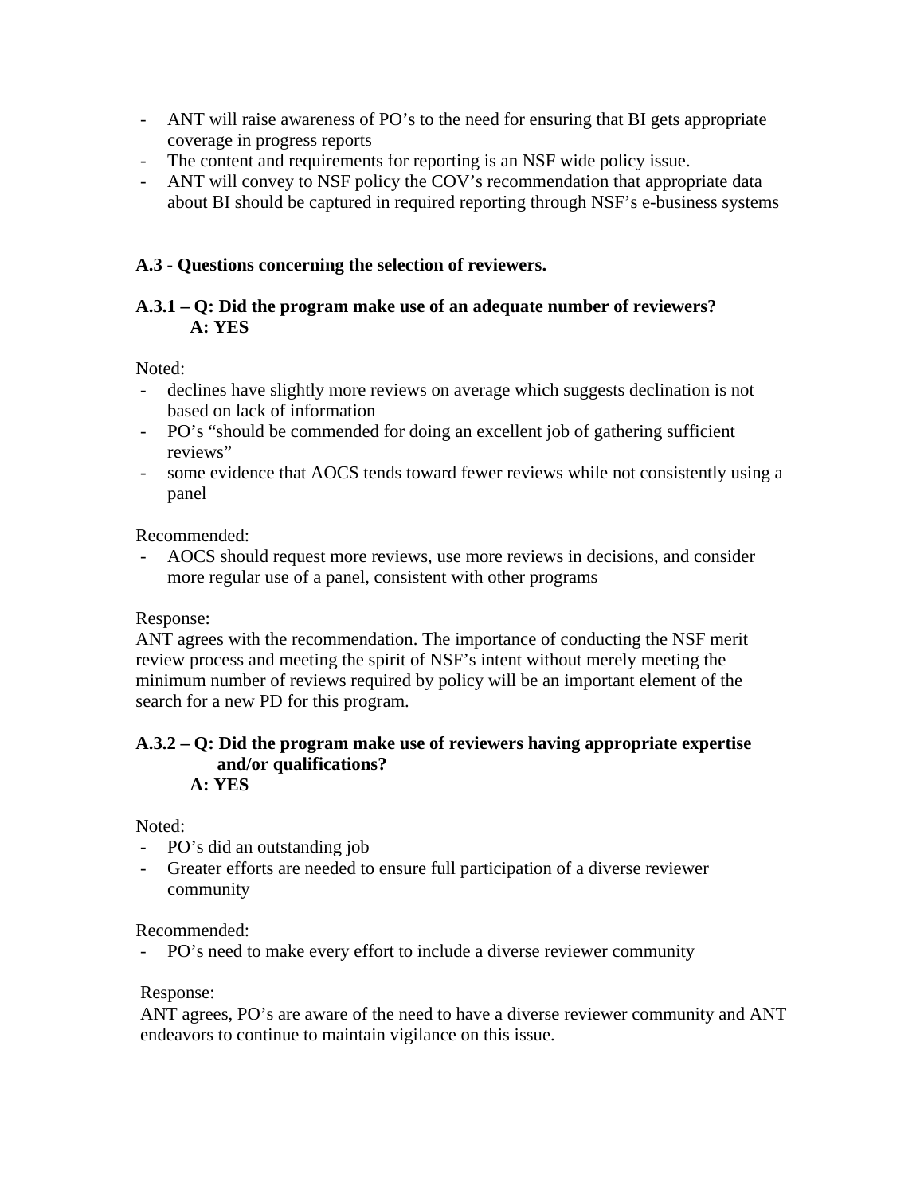- ANT will raise awareness of PO's to the need for ensuring that BI gets appropriate coverage in progress reports
- The content and requirements for reporting is an NSF wide policy issue.
- ANT will convey to NSF policy the COV's recommendation that appropriate data about BI should be captured in required reporting through NSF's e-business systems

### A.3 - Questions concerning the selection of reviewers.

**A.3.1 – Q: Did the program make use of an adequate number of reviewers?**
**A: YES**

Noted:
- declines have slightly more reviews on average which suggests declination is not based on lack of information
- PO's "should be commended for doing an excellent job of gathering sufficient reviews"
- some evidence that AOCS tends toward fewer reviews while not consistently using a panel

Recommended:
- AOCS should request more reviews, use more reviews in decisions, and consider more regular use of a panel, consistent with other programs

Response:
ANT agrees with the recommendation. The importance of conducting the NSF merit review process and meeting the spirit of NSF's intent without merely meeting the minimum number of reviews required by policy will be an important element of the search for a new PD for this program.

**A.3.2 – Q: Did the program make use of reviewers having appropriate expertise and/or qualifications?**
**A: YES**

Noted:
- PO's did an outstanding job
- Greater efforts are needed to ensure full participation of a diverse reviewer community

Recommended:
- PO's need to make every effort to include a diverse reviewer community

Response:
ANT agrees, PO's are aware of the need to have a diverse reviewer community and ANT endeavors to continue to maintain vigilance on this issue.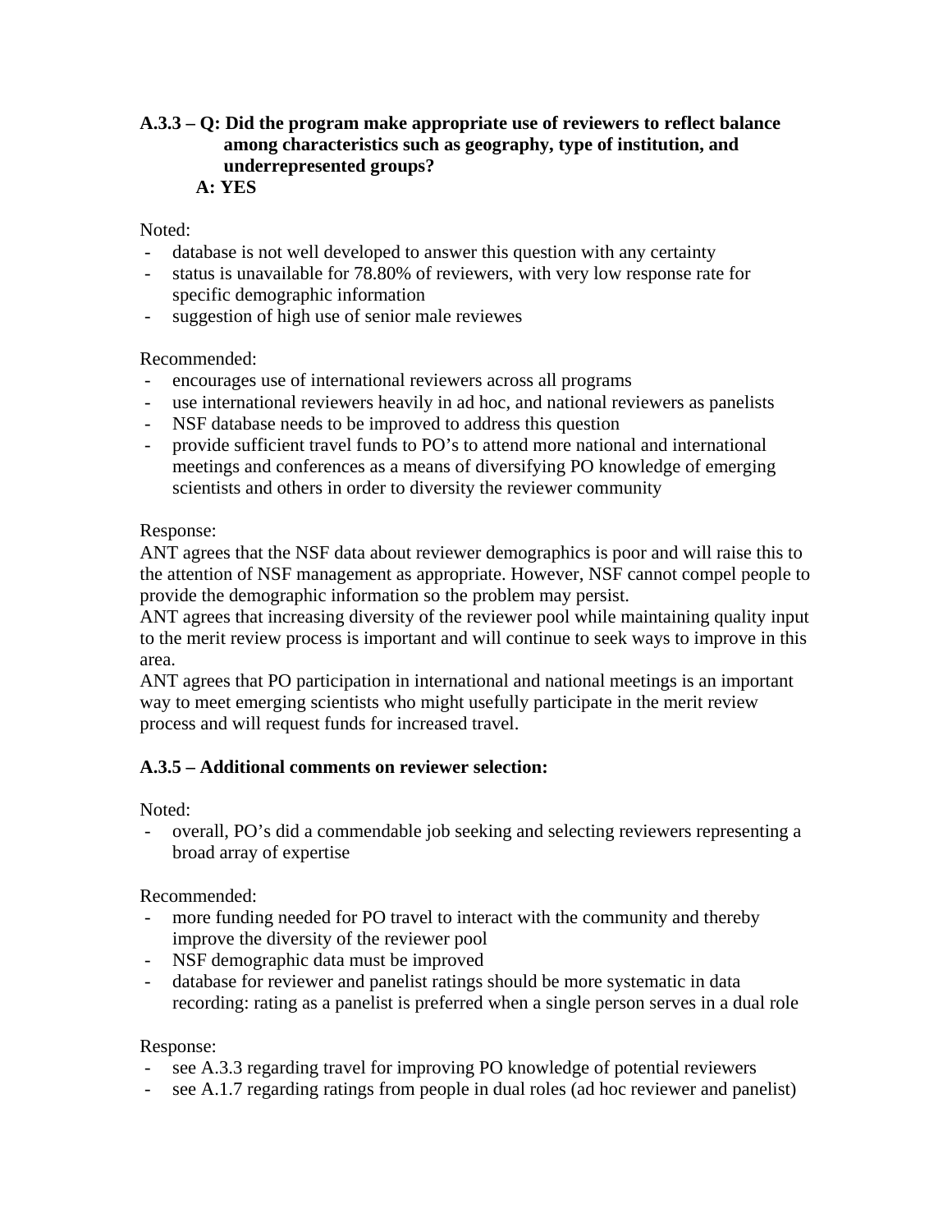**A.3.3 – Q: Did the program make appropriate use of reviewers to reflect balance among characteristics such as geography, type of institution, and underrepresented groups?**
**A: YES**

Noted:

- database is not well developed to answer this question with any certainty
- status is unavailable for 78.80% of reviewers, with very low response rate for specific demographic information
- suggestion of high use of senior male reviewes

Recommended:

- encourages use of international reviewers across all programs
- use international reviewers heavily in ad hoc, and national reviewers as panelists
- NSF database needs to be improved to address this question
- provide sufficient travel funds to PO's to attend more national and international meetings and conferences as a means of diversifying PO knowledge of emerging scientists and others in order to diversity the reviewer community

Response:

ANT agrees that the NSF data about reviewer demographics is poor and will raise this to the attention of NSF management as appropriate. However, NSF cannot compel people to provide the demographic information so the problem may persist.
ANT agrees that increasing diversity of the reviewer pool while maintaining quality input to the merit review process is important and will continue to seek ways to improve in this area.
ANT agrees that PO participation in international and national meetings is an important way to meet emerging scientists who might usefully participate in the merit review process and will request funds for increased travel.

**A.3.5 – Additional comments on reviewer selection:**

Noted:

- overall, PO's did a commendable job seeking and selecting reviewers representing a broad array of expertise

Recommended:

- more funding needed for PO travel to interact with the community and thereby improve the diversity of the reviewer pool
- NSF demographic data must be improved
- database for reviewer and panelist ratings should be more systematic in data recording: rating as a panelist is preferred when a single person serves in a dual role

Response:

- see A.3.3 regarding travel for improving PO knowledge of potential reviewers
- see A.1.7 regarding ratings from people in dual roles (ad hoc reviewer and panelist)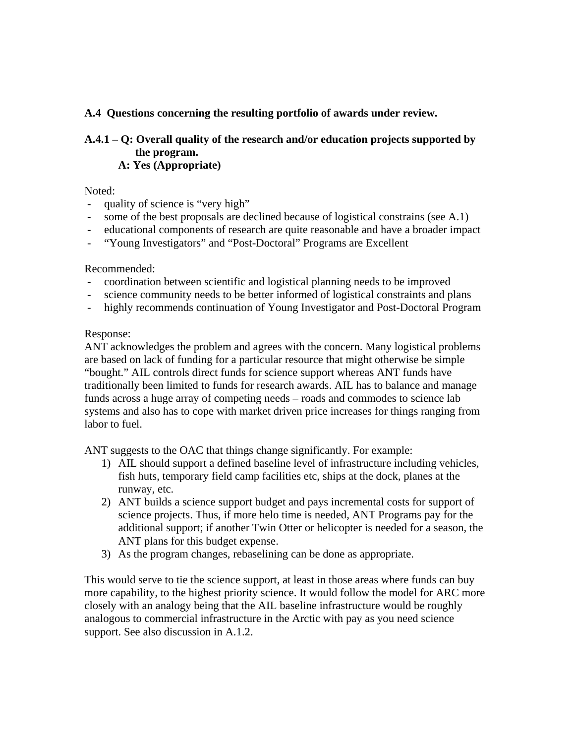**A.4 Questions concerning the resulting portfolio of awards under review.**

**A.4.1 – Q: Overall quality of the research and/or education projects supported by the program.**
**A: Yes (Appropriate)**

Noted:

- quality of science is "very high"
- some of the best proposals are declined because of logistical constrains (see A.1)
- educational components of research are quite reasonable and have a broader impact
- "Young Investigators" and "Post-Doctoral" Programs are Excellent

Recommended:

- coordination between scientific and logistical planning needs to be improved
- science community needs to be better informed of logistical constraints and plans
- highly recommends continuation of Young Investigator and Post-Doctoral Program

Response:
ANT acknowledges the problem and agrees with the concern. Many logistical problems are based on lack of funding for a particular resource that might otherwise be simple "bought." AIL controls direct funds for science support whereas ANT funds have traditionally been limited to funds for research awards. AIL has to balance and manage funds across a huge array of competing needs – roads and commodes to science lab systems and also has to cope with market driven price increases for things ranging from labor to fuel.

ANT suggests to the OAC that things change significantly. For example:

1) AIL should support a defined baseline level of infrastructure including vehicles, fish huts, temporary field camp facilities etc, ships at the dock, planes at the runway, etc.
2) ANT builds a science support budget and pays incremental costs for support of science projects. Thus, if more helo time is needed, ANT Programs pay for the additional support; if another Twin Otter or helicopter is needed for a season, the ANT plans for this budget expense.
3) As the program changes, rebaselining can be done as appropriate.

This would serve to tie the science support, at least in those areas where funds can buy more capability, to the highest priority science. It would follow the model for ARC more closely with an analogy being that the AIL baseline infrastructure would be roughly analogous to commercial infrastructure in the Arctic with pay as you need science support. See also discussion in A.1.2.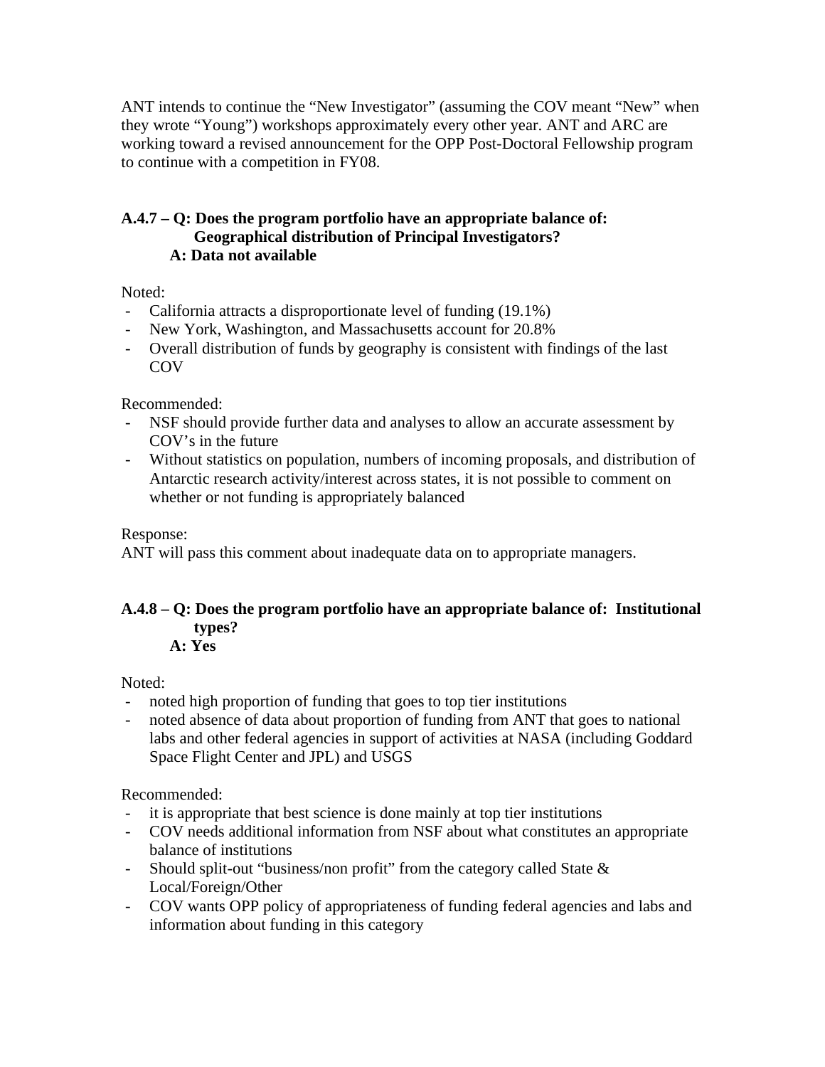ANT intends to continue the "New Investigator" (assuming the COV meant "New" when they wrote "Young") workshops approximately every other year. ANT and ARC are working toward a revised announcement for the OPP Post-Doctoral Fellowship program to continue with a competition in FY08.

**A.4.7 – Q: Does the program portfolio have an appropriate balance of: Geographical distribution of Principal Investigators?**
**A: Data not available**

Noted:
- California attracts a disproportionate level of funding (19.1%)
- New York, Washington, and Massachusetts account for 20.8%
- Overall distribution of funds by geography is consistent with findings of the last COV

Recommended:
- NSF should provide further data and analyses to allow an accurate assessment by COV's in the future
- Without statistics on population, numbers of incoming proposals, and distribution of Antarctic research activity/interest across states, it is not possible to comment on whether or not funding is appropriately balanced

Response:
ANT will pass this comment about inadequate data on to appropriate managers.

**A.4.8 – Q: Does the program portfolio have an appropriate balance of: Institutional types?**
**A: Yes**

Noted:
- noted high proportion of funding that goes to top tier institutions
- noted absence of data about proportion of funding from ANT that goes to national labs and other federal agencies in support of activities at NASA (including Goddard Space Flight Center and JPL) and USGS

Recommended:
- it is appropriate that best science is done mainly at top tier institutions
- COV needs additional information from NSF about what constitutes an appropriate balance of institutions
- Should split-out "business/non profit" from the category called State & Local/Foreign/Other
- COV wants OPP policy of appropriateness of funding federal agencies and labs and information about funding in this category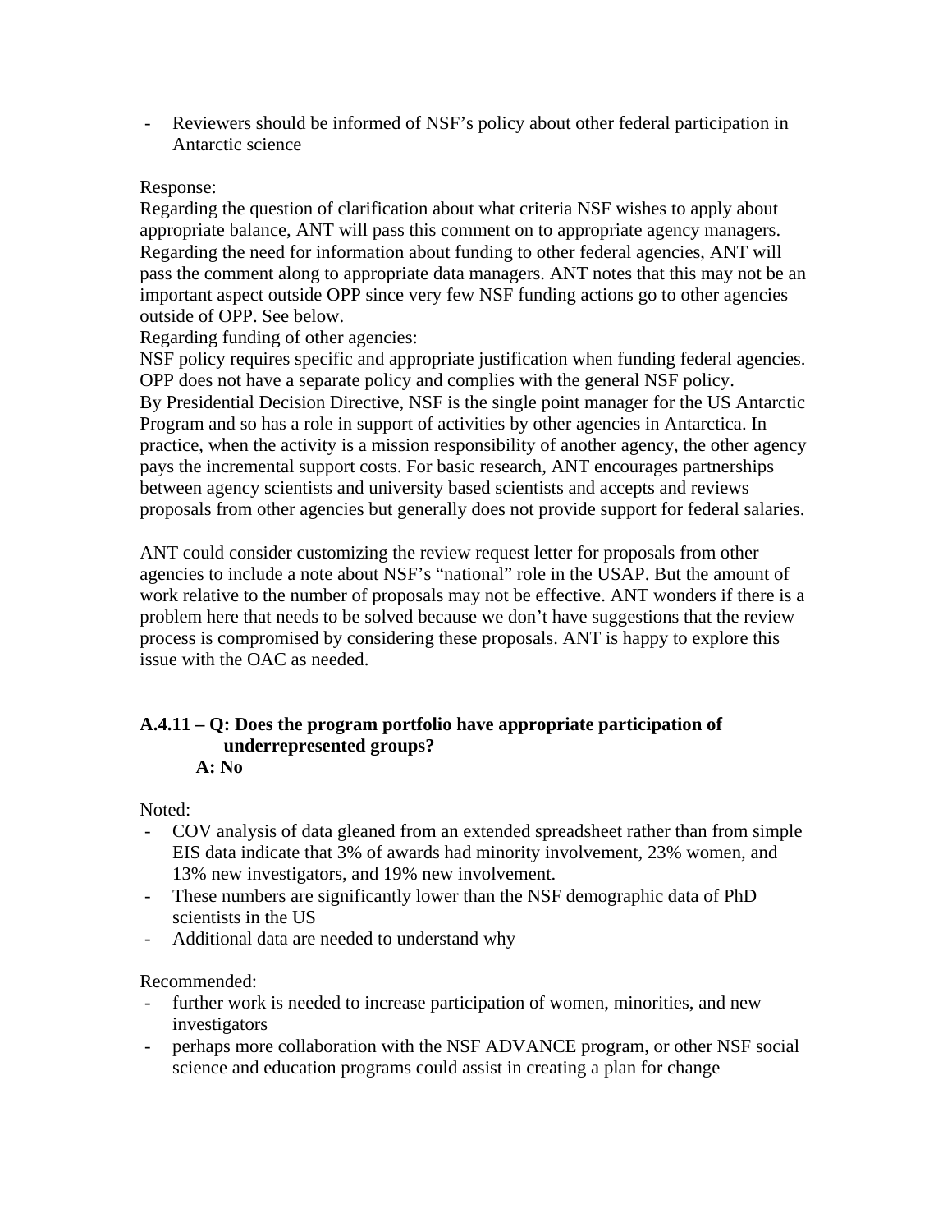- Reviewers should be informed of NSF's policy about other federal participation in Antarctic science

Response:
Regarding the question of clarification about what criteria NSF wishes to apply about appropriate balance, ANT will pass this comment on to appropriate agency managers. Regarding the need for information about funding to other federal agencies, ANT will pass the comment along to appropriate data managers. ANT notes that this may not be an important aspect outside OPP since very few NSF funding actions go to other agencies outside of OPP. See below.
Regarding funding of other agencies:
NSF policy requires specific and appropriate justification when funding federal agencies. OPP does not have a separate policy and complies with the general NSF policy.
By Presidential Decision Directive, NSF is the single point manager for the US Antarctic Program and so has a role in support of activities by other agencies in Antarctica. In practice, when the activity is a mission responsibility of another agency, the other agency pays the incremental support costs. For basic research, ANT encourages partnerships between agency scientists and university based scientists and accepts and reviews proposals from other agencies but generally does not provide support for federal salaries.

ANT could consider customizing the review request letter for proposals from other agencies to include a note about NSF's "national" role in the USAP. But the amount of work relative to the number of proposals may not be effective. ANT wonders if there is a problem here that needs to be solved because we don't have suggestions that the review process is compromised by considering these proposals. ANT is happy to explore this issue with the OAC as needed.

### A.4.11 – Q: Does the program portfolio have appropriate participation of underrepresented groups?
**A: No**

Noted:
- COV analysis of data gleaned from an extended spreadsheet rather than from simple EIS data indicate that 3% of awards had minority involvement, 23% women, and 13% new investigators, and 19% new involvement.
- These numbers are significantly lower than the NSF demographic data of PhD scientists in the US
- Additional data are needed to understand why

Recommended:
- further work is needed to increase participation of women, minorities, and new investigators
- perhaps more collaboration with the NSF ADVANCE program, or other NSF social science and education programs could assist in creating a plan for change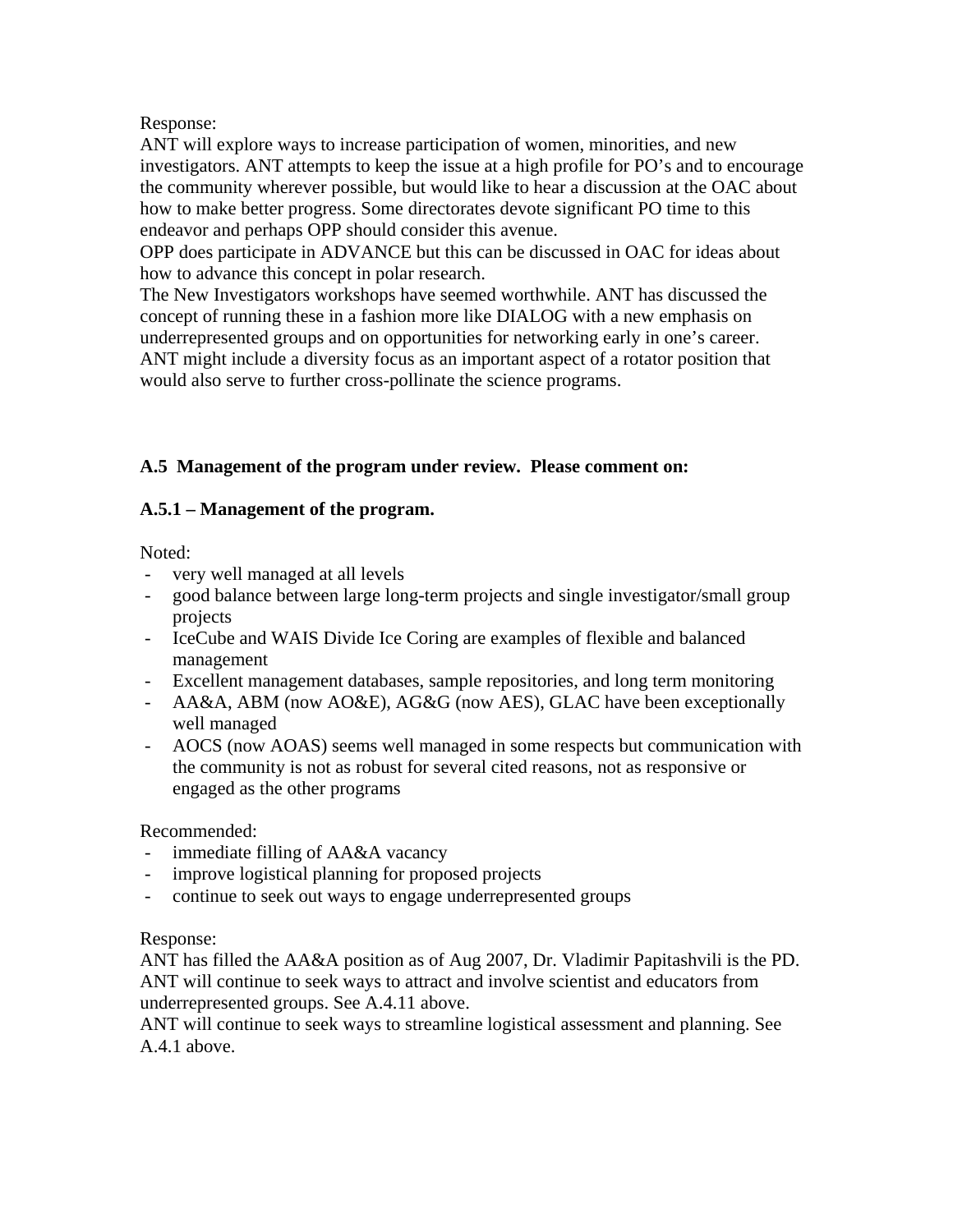Response:
ANT will explore ways to increase participation of women, minorities, and new investigators. ANT attempts to keep the issue at a high profile for PO's and to encourage the community wherever possible, but would like to hear a discussion at the OAC about how to make better progress. Some directorates devote significant PO time to this endeavor and perhaps OPP should consider this avenue.
OPP does participate in ADVANCE but this can be discussed in OAC for ideas about how to advance this concept in polar research.
The New Investigators workshops have seemed worthwhile. ANT has discussed the concept of running these in a fashion more like DIALOG with a new emphasis on underrepresented groups and on opportunities for networking early in one's career.
ANT might include a diversity focus as an important aspect of a rotator position that would also serve to further cross-pollinate the science programs.

**A.5 Management of the program under review. Please comment on:**

**A.5.1 – Management of the program.**

Noted:
- very well managed at all levels
- good balance between large long-term projects and single investigator/small group projects
- IceCube and WAIS Divide Ice Coring are examples of flexible and balanced management
- Excellent management databases, sample repositories, and long term monitoring
- AA&A, ABM (now AO&E), AG&G (now AES), GLAC have been exceptionally well managed
- AOCS (now AOAS) seems well managed in some respects but communication with the community is not as robust for several cited reasons, not as responsive or engaged as the other programs

Recommended:
- immediate filling of AA&A vacancy
- improve logistical planning for proposed projects
- continue to seek out ways to engage underrepresented groups

Response:
ANT has filled the AA&A position as of Aug 2007, Dr. Vladimir Papitashvili is the PD.
ANT will continue to seek ways to attract and involve scientist and educators from underrepresented groups. See A.4.11 above.
ANT will continue to seek ways to streamline logistical assessment and planning. See A.4.1 above.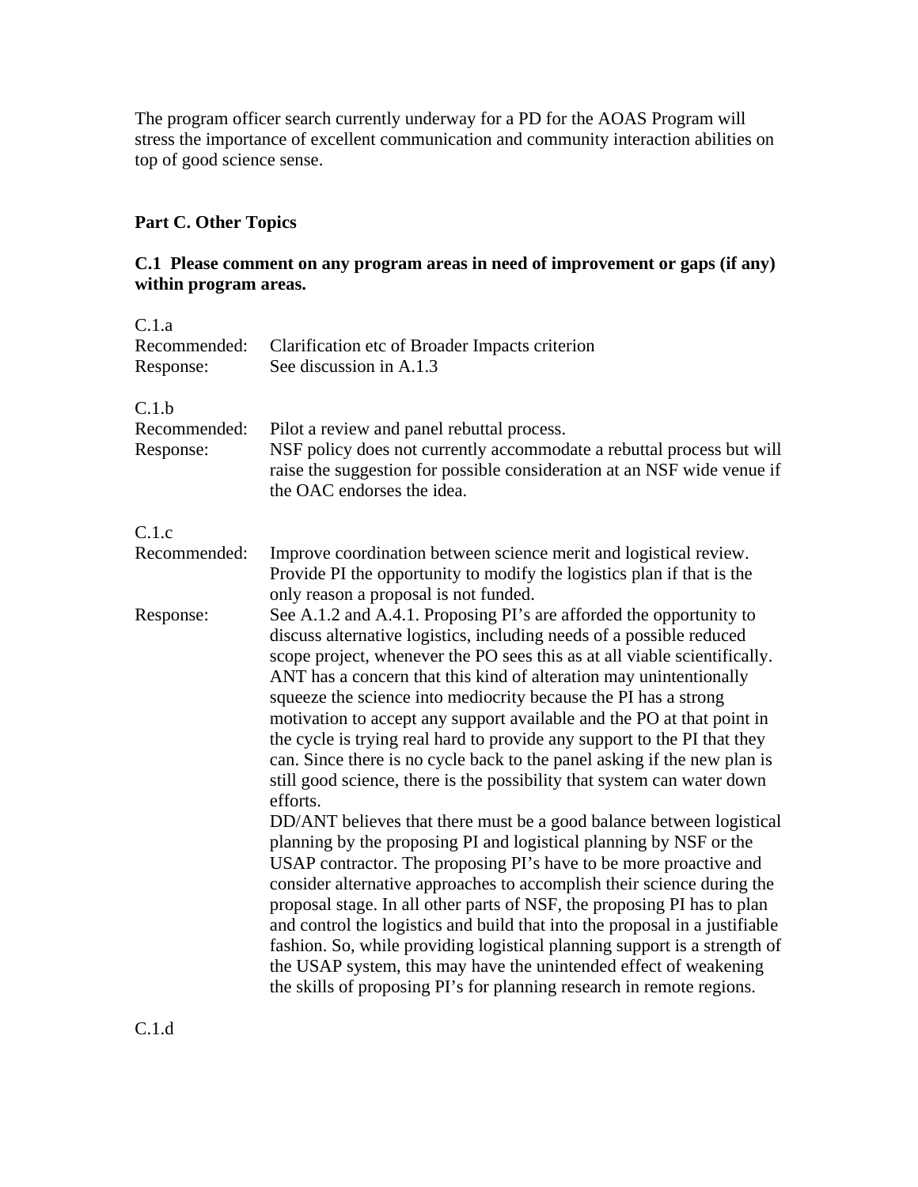The program officer search currently underway for a PD for the AOAS Program will stress the importance of excellent communication and community interaction abilities on top of good science sense.

## Part C. Other Topics

### C.1 Please comment on any program areas in need of improvement or gaps (if any) within program areas.

C.1.a

Recommended: Clarification etc of Broader Impacts criterion

Response: See discussion in A.1.3

C.1.b

Recommended: Pilot a review and panel rebuttal process.

Response: NSF policy does not currently accommodate a rebuttal process but will raise the suggestion for possible consideration at an NSF wide venue if the OAC endorses the idea.

C.1.c

Recommended: Improve coordination between science merit and logistical review. Provide PI the opportunity to modify the logistics plan if that is the only reason a proposal is not funded.

Response: See A.1.2 and A.4.1. Proposing PI's are afforded the opportunity to discuss alternative logistics, including needs of a possible reduced scope project, whenever the PO sees this as at all viable scientifically. ANT has a concern that this kind of alteration may unintentionally squeeze the science into mediocrity because the PI has a strong motivation to accept any support available and the PO at that point in the cycle is trying real hard to provide any support to the PI that they can. Since there is no cycle back to the panel asking if the new plan is still good science, there is the possibility that system can water down efforts.

DD/ANT believes that there must be a good balance between logistical planning by the proposing PI and logistical planning by NSF or the USAP contractor. The proposing PI's have to be more proactive and consider alternative approaches to accomplish their science during the proposal stage. In all other parts of NSF, the proposing PI has to plan and control the logistics and build that into the proposal in a justifiable fashion. So, while providing logistical planning support is a strength of the USAP system, this may have the unintended effect of weakening the skills of proposing PI's for planning research in remote regions.

C.1.d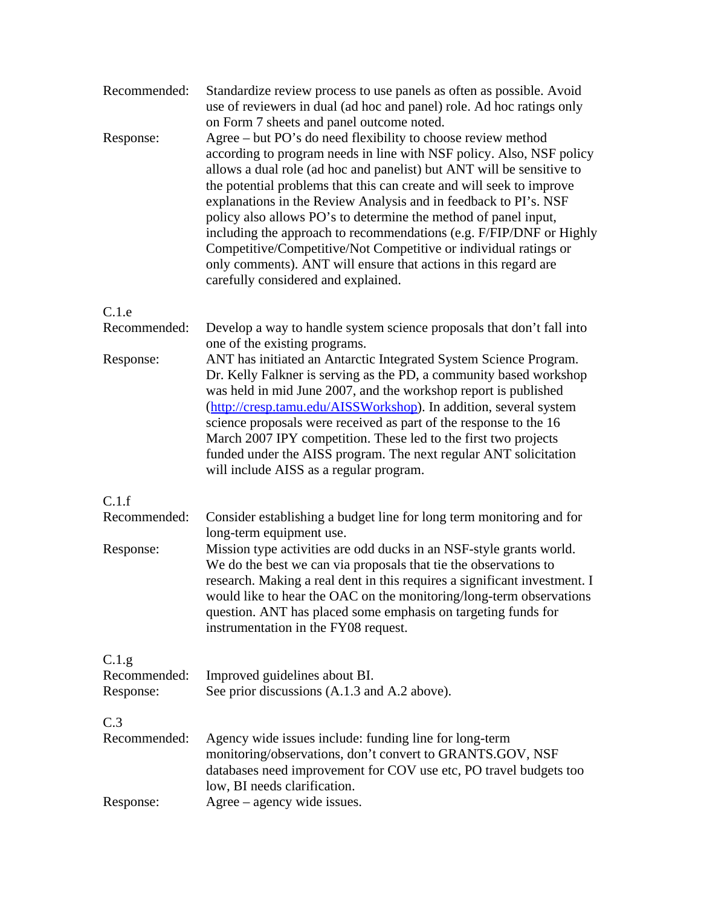Recommended: Standardize review process to use panels as often as possible. Avoid use of reviewers in dual (ad hoc and panel) role. Ad hoc ratings only on Form 7 sheets and panel outcome noted.

Response: Agree – but PO's do need flexibility to choose review method according to program needs in line with NSF policy. Also, NSF policy allows a dual role (ad hoc and panelist) but ANT will be sensitive to the potential problems that this can create and will seek to improve explanations in the Review Analysis and in feedback to PI's. NSF policy also allows PO's to determine the method of panel input, including the approach to recommendations (e.g. F/FIP/DNF or Highly Competitive/Competitive/Not Competitive or individual ratings or only comments). ANT will ensure that actions in this regard are carefully considered and explained.

C.1.e

Recommended: Develop a way to handle system science proposals that don't fall into one of the existing programs.

Response: ANT has initiated an Antarctic Integrated System Science Program. Dr. Kelly Falkner is serving as the PD, a community based workshop was held in mid June 2007, and the workshop report is published ([http://cresp.tamu.edu/AISSWorkshop](http://cresp.tamu.edu/AISSWorkshop)). In addition, several system science proposals were received as part of the response to the 16 March 2007 IPY competition. These led to the first two projects funded under the AISS program. The next regular ANT solicitation will include AISS as a regular program.

C.1.f

Recommended: Consider establishing a budget line for long term monitoring and for long-term equipment use.

Response: Mission type activities are odd ducks in an NSF-style grants world. We do the best we can via proposals that tie the observations to research. Making a real dent in this requires a significant investment. I would like to hear the OAC on the monitoring/long-term observations question. ANT has placed some emphasis on targeting funds for instrumentation in the FY08 request.

C.1.g

Recommended: Improved guidelines about BI.

Response: See prior discussions (A.1.3 and A.2 above).

C.3

Recommended: Agency wide issues include: funding line for long-term monitoring/observations, don't convert to GRANTS.GOV, NSF databases need improvement for COV use etc, PO travel budgets too low, BI needs clarification.

Response: Agree – agency wide issues.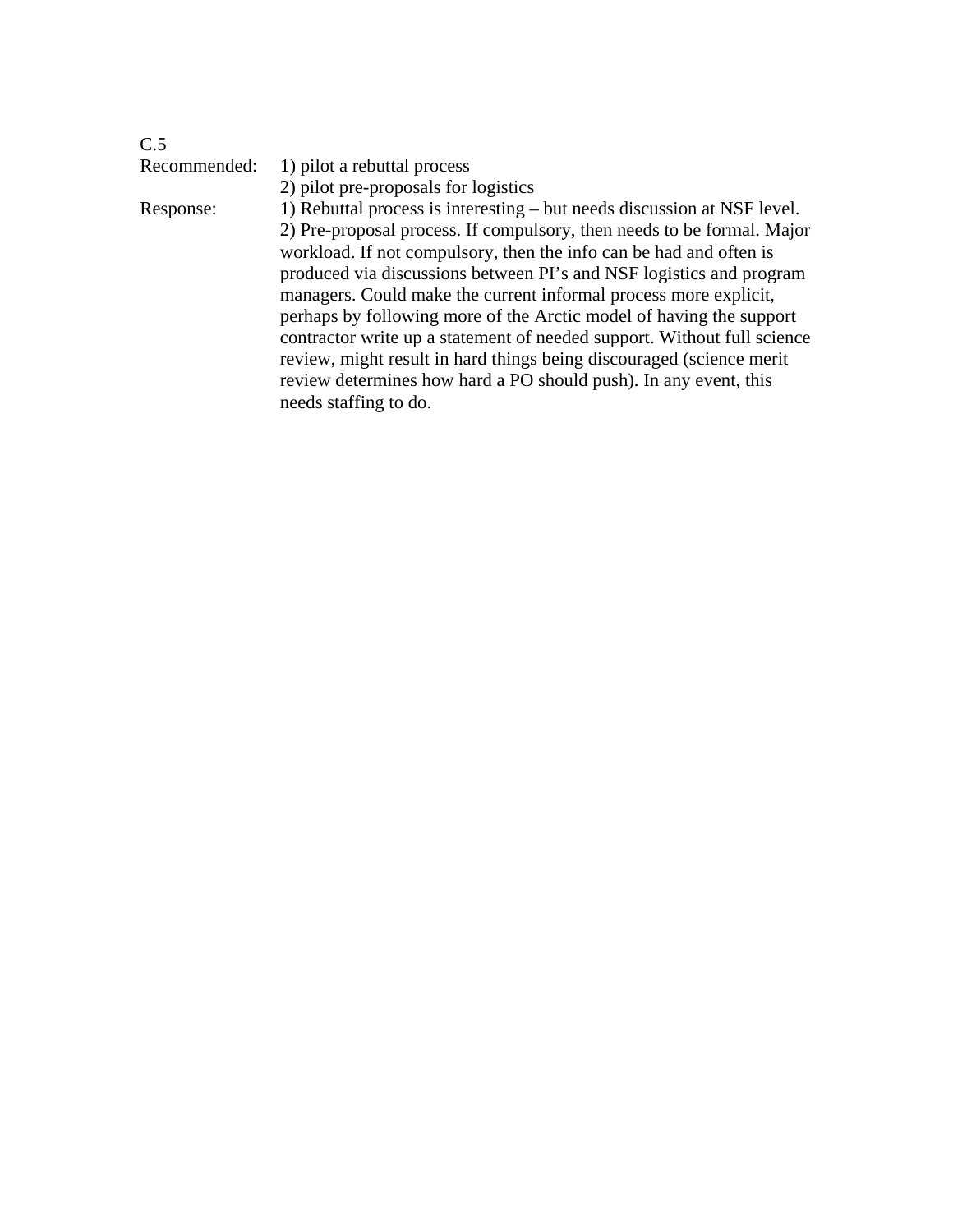C.5

| | |
|---|---|
| Recommended: | 1) pilot a rebuttal process<br>2) pilot pre-proposals for logistics |
| Response: | 1) Rebuttal process is interesting – but needs discussion at NSF level.<br>2) Pre-proposal process. If compulsory, then needs to be formal. Major workload. If not compulsory, then the info can be had and often is produced via discussions between PI's and NSF logistics and program managers. Could make the current informal process more explicit, perhaps by following more of the Arctic model of having the support contractor write up a statement of needed support. Without full science review, might result in hard things being discouraged (science merit review determines how hard a PO should push). In any event, this needs staffing to do. |